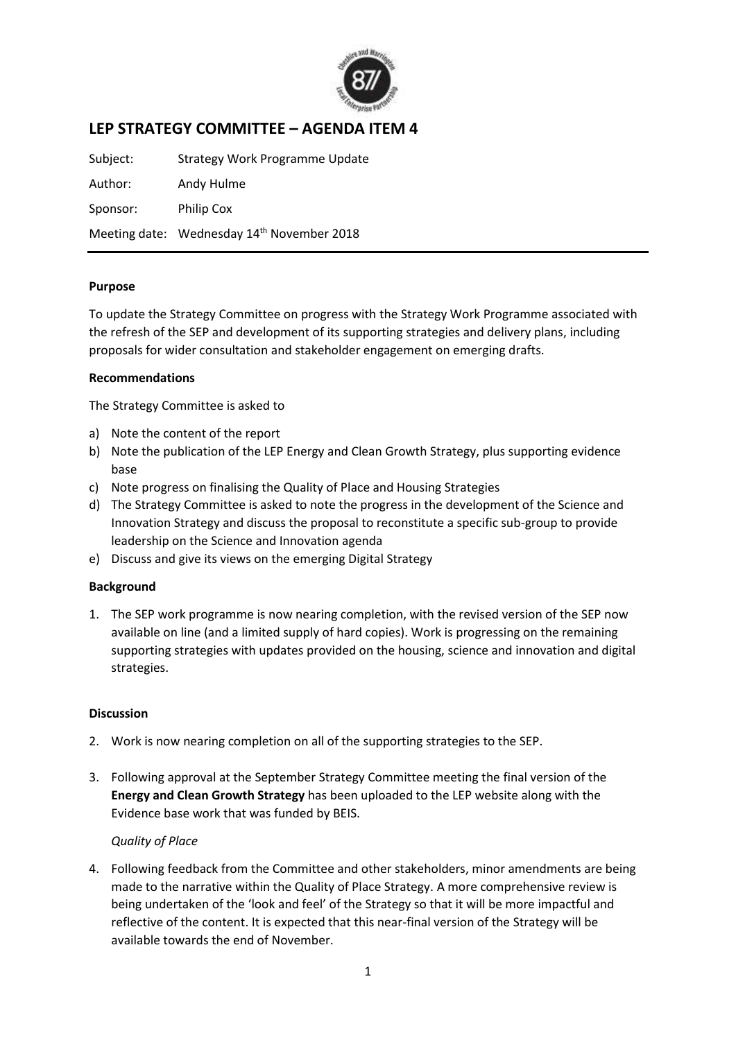# LEP STRATEGY COMMITTEE – AGENDA ITEM 4

Subject: Strategy Work Programme Update

Author: Andy Hulme

Sponsor: Philip Cox

Meeting date: Wednesday 14th November 2018

**Purpose**

To update the Strategy Committee on progress with the Strategy Work Programme associated with the refresh of the SEP and development of its supporting strategies and delivery plans, including proposals for wider consultation and stakeholder engagement on emerging drafts.

**Recommendations**

The Strategy Committee is asked to

a) Note the content of the report
b) Note the publication of the LEP Energy and Clean Growth Strategy, plus supporting evidence base
c) Note progress on finalising the Quality of Place and Housing Strategies
d) The Strategy Committee is asked to note the progress in the development of the Science and Innovation Strategy and discuss the proposal to reconstitute a specific sub-group to provide leadership on the Science and Innovation agenda
e) Discuss and give its views on the emerging Digital Strategy

**Background**

1. The SEP work programme is now nearing completion, with the revised version of the SEP now available on line (and a limited supply of hard copies). Work is progressing on the remaining supporting strategies with updates provided on the housing, science and innovation and digital strategies.

**Discussion**

2. Work is now nearing completion on all of the supporting strategies to the SEP.

3. Following approval at the September Strategy Committee meeting the final version of the **Energy and Clean Growth Strategy** has been uploaded to the LEP website along with the Evidence base work that was funded by BEIS.

   *Quality of Place*

4. Following feedback from the Committee and other stakeholders, minor amendments are being made to the narrative within the Quality of Place Strategy. A more comprehensive review is being undertaken of the 'look and feel' of the Strategy so that it will be more impactful and reflective of the content. It is expected that this near-final version of the Strategy will be available towards the end of November.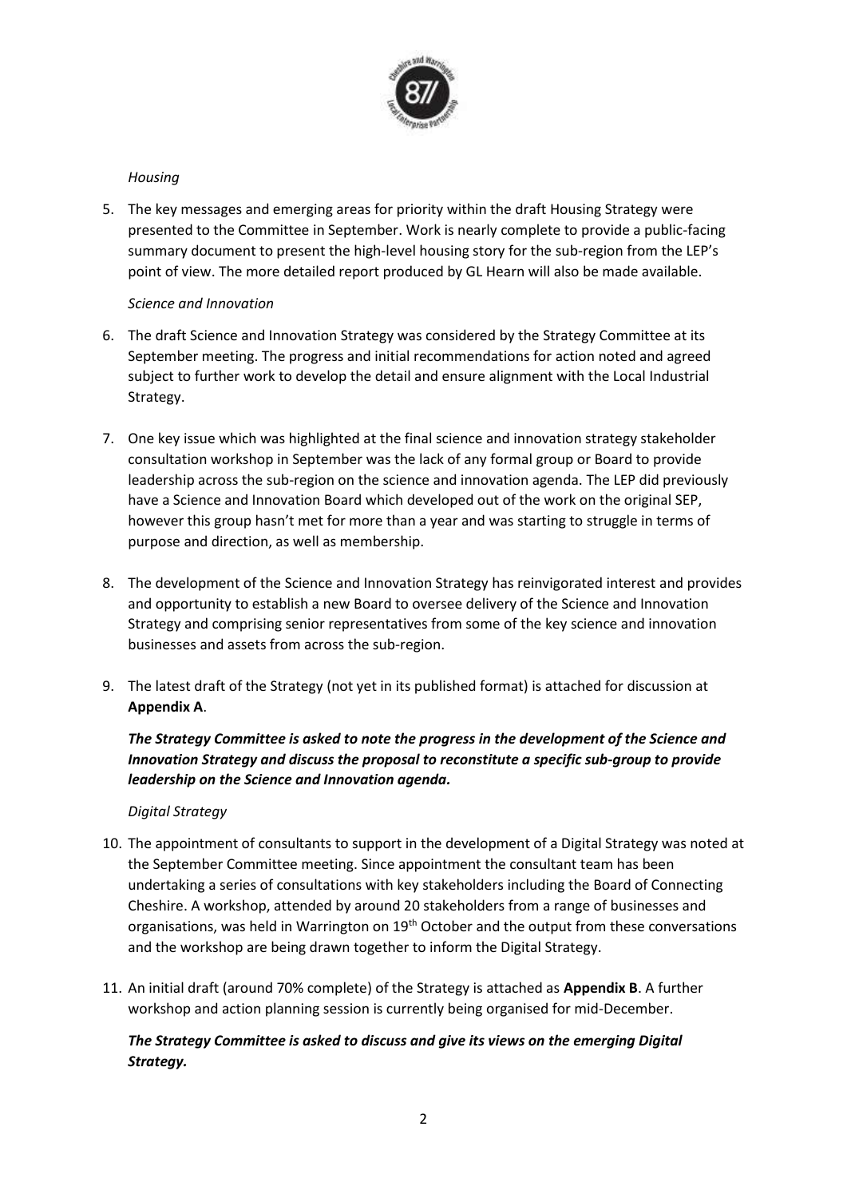*Housing*

5. The key messages and emerging areas for priority within the draft Housing Strategy were presented to the Committee in September. Work is nearly complete to provide a public-facing summary document to present the high-level housing story for the sub-region from the LEP's point of view. The more detailed report produced by GL Hearn will also be made available.

*Science and Innovation*

6. The draft Science and Innovation Strategy was considered by the Strategy Committee at its September meeting. The progress and initial recommendations for action noted and agreed subject to further work to develop the detail and ensure alignment with the Local Industrial Strategy.

7. One key issue which was highlighted at the final science and innovation strategy stakeholder consultation workshop in September was the lack of any formal group or Board to provide leadership across the sub-region on the science and innovation agenda. The LEP did previously have a Science and Innovation Board which developed out of the work on the original SEP, however this group hasn't met for more than a year and was starting to struggle in terms of purpose and direction, as well as membership.

8. The development of the Science and Innovation Strategy has reinvigorated interest and provides and opportunity to establish a new Board to oversee delivery of the Science and Innovation Strategy and comprising senior representatives from some of the key science and innovation businesses and assets from across the sub-region.

9. The latest draft of the Strategy (not yet in its published format) is attached for discussion at **Appendix A**.

***The Strategy Committee is asked to note the progress in the development of the Science and Innovation Strategy and discuss the proposal to reconstitute a specific sub-group to provide leadership on the Science and Innovation agenda.***

*Digital Strategy*

10. The appointment of consultants to support in the development of a Digital Strategy was noted at the September Committee meeting. Since appointment the consultant team has been undertaking a series of consultations with key stakeholders including the Board of Connecting Cheshire. A workshop, attended by around 20 stakeholders from a range of businesses and organisations, was held in Warrington on 19th October and the output from these conversations and the workshop are being drawn together to inform the Digital Strategy.

11. An initial draft (around 70% complete) of the Strategy is attached as **Appendix B**. A further workshop and action planning session is currently being organised for mid-December.

***The Strategy Committee is asked to discuss and give its views on the emerging Digital Strategy.***